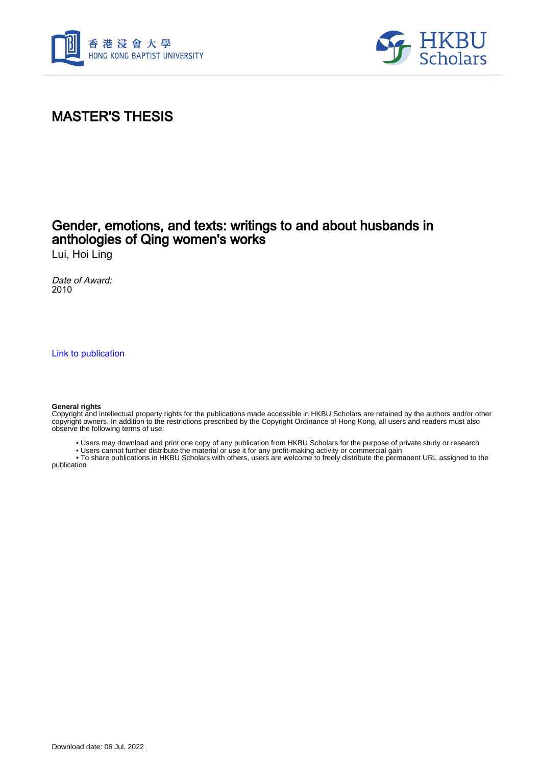香港浸會大學
HONG KONG BAPTIST UNIVERSITY

HKBU Scholars

# MASTER'S THESIS

## Gender, emotions, and texts: writings to and about husbands in anthologies of Qing women's works

Lui, Hoi Ling

*Date of Award:*
2010

Link to publication

**General rights**
Copyright and intellectual property rights for the publications made accessible in HKBU Scholars are retained by the authors and/or other copyright owners. In addition to the restrictions prescribed by the Copyright Ordinance of Hong Kong, all users and readers must also observe the following terms of use:

- Users may download and print one copy of any publication from HKBU Scholars for the purpose of private study or research
- Users cannot further distribute the material or use it for any profit-making activity or commercial gain
- To share publications in HKBU Scholars with others, users are welcome to freely distribute the permanent URL assigned to the publication

Download date: 06 Jul, 2022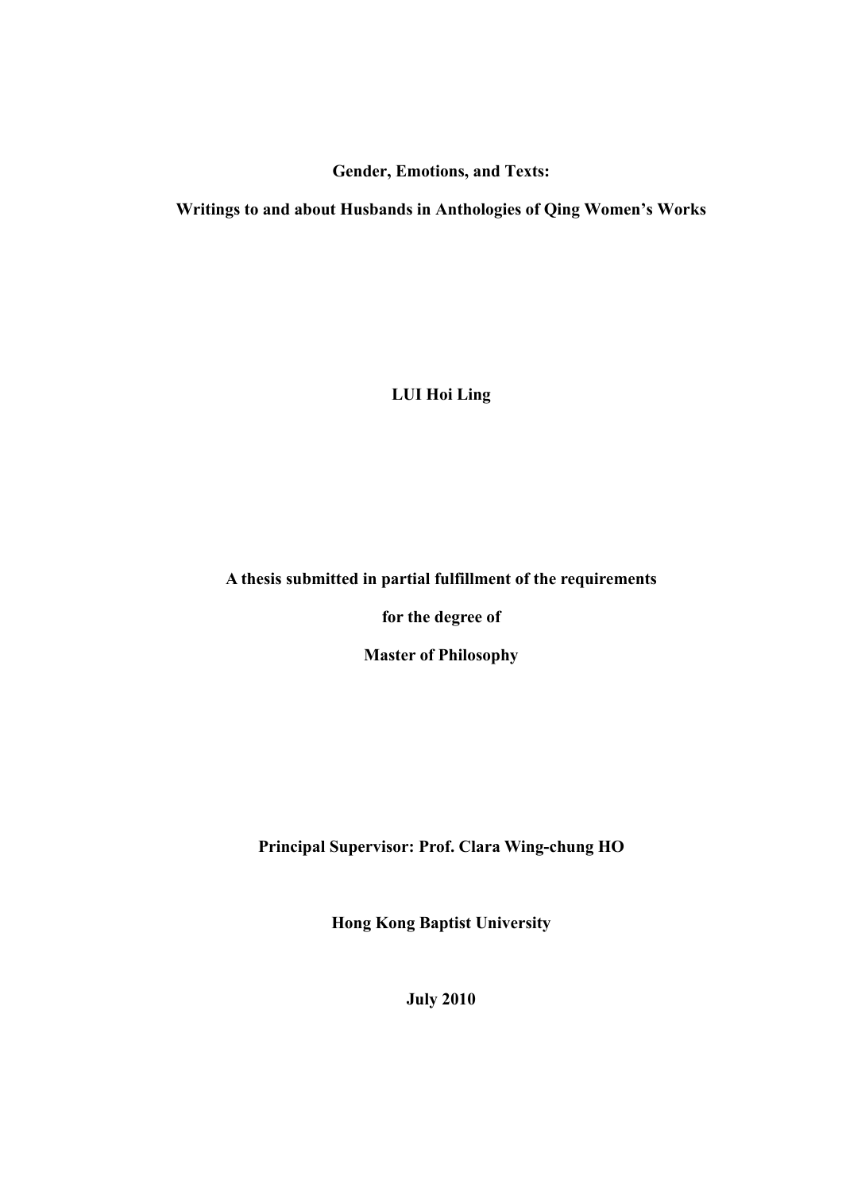**Gender, Emotions, and Texts:**

**Writings to and about Husbands in Anthologies of Qing Women's Works**

**LUI Hoi Ling**

**A thesis submitted in partial fulfillment of the requirements**

**for the degree of**

**Master of Philosophy**

**Principal Supervisor: Prof. Clara Wing-chung HO**

**Hong Kong Baptist University**

**July 2010**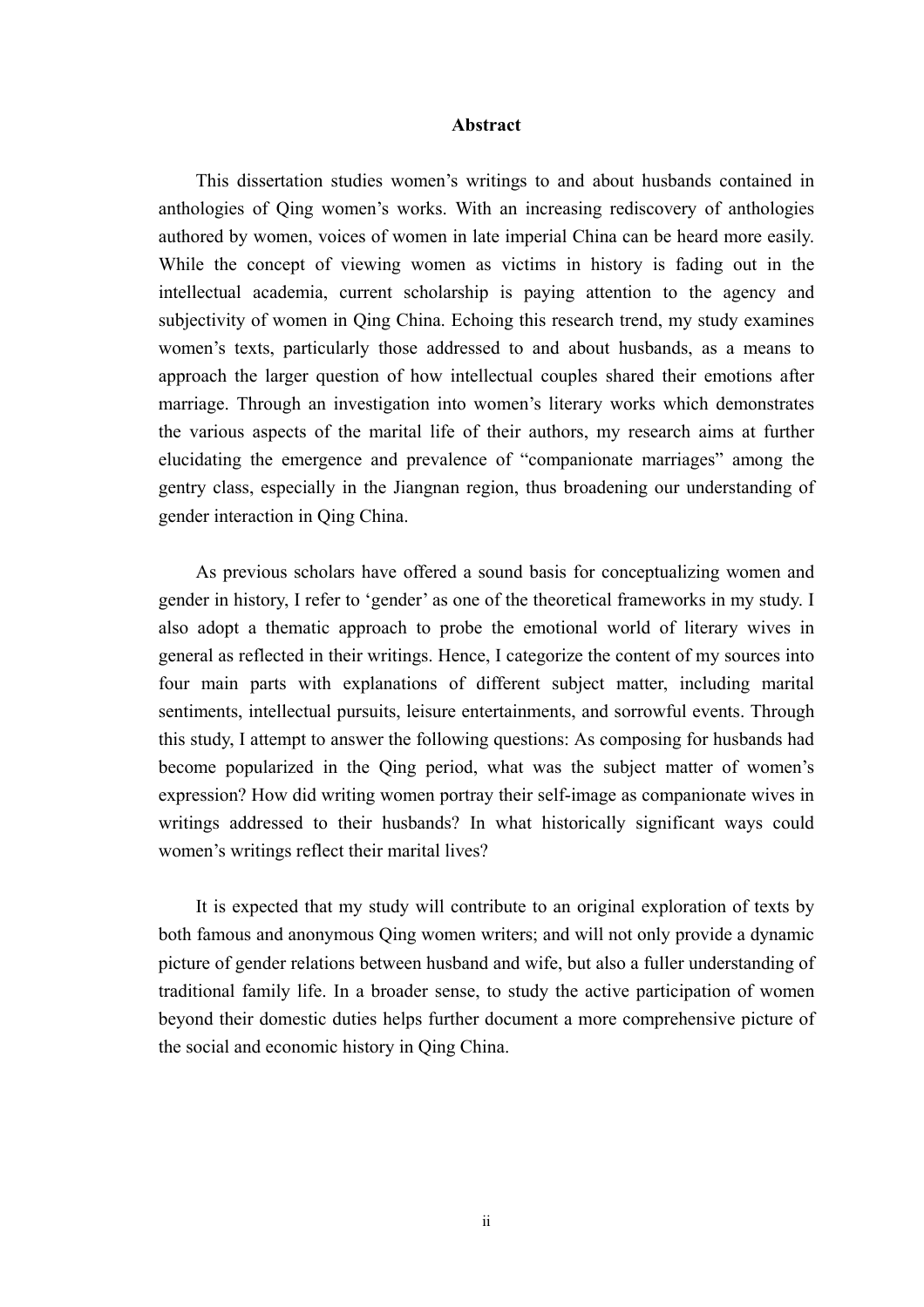# Abstract

This dissertation studies women's writings to and about husbands contained in anthologies of Qing women's works. With an increasing rediscovery of anthologies authored by women, voices of women in late imperial China can be heard more easily. While the concept of viewing women as victims in history is fading out in the intellectual academia, current scholarship is paying attention to the agency and subjectivity of women in Qing China. Echoing this research trend, my study examines women's texts, particularly those addressed to and about husbands, as a means to approach the larger question of how intellectual couples shared their emotions after marriage. Through an investigation into women's literary works which demonstrates the various aspects of the marital life of their authors, my research aims at further elucidating the emergence and prevalence of "companionate marriages" among the gentry class, especially in the Jiangnan region, thus broadening our understanding of gender interaction in Qing China.

As previous scholars have offered a sound basis for conceptualizing women and gender in history, I refer to 'gender' as one of the theoretical frameworks in my study. I also adopt a thematic approach to probe the emotional world of literary wives in general as reflected in their writings. Hence, I categorize the content of my sources into four main parts with explanations of different subject matter, including marital sentiments, intellectual pursuits, leisure entertainments, and sorrowful events. Through this study, I attempt to answer the following questions: As composing for husbands had become popularized in the Qing period, what was the subject matter of women's expression? How did writing women portray their self-image as companionate wives in writings addressed to their husbands? In what historically significant ways could women's writings reflect their marital lives?

It is expected that my study will contribute to an original exploration of texts by both famous and anonymous Qing women writers; and will not only provide a dynamic picture of gender relations between husband and wife, but also a fuller understanding of traditional family life. In a broader sense, to study the active participation of women beyond their domestic duties helps further document a more comprehensive picture of the social and economic history in Qing China.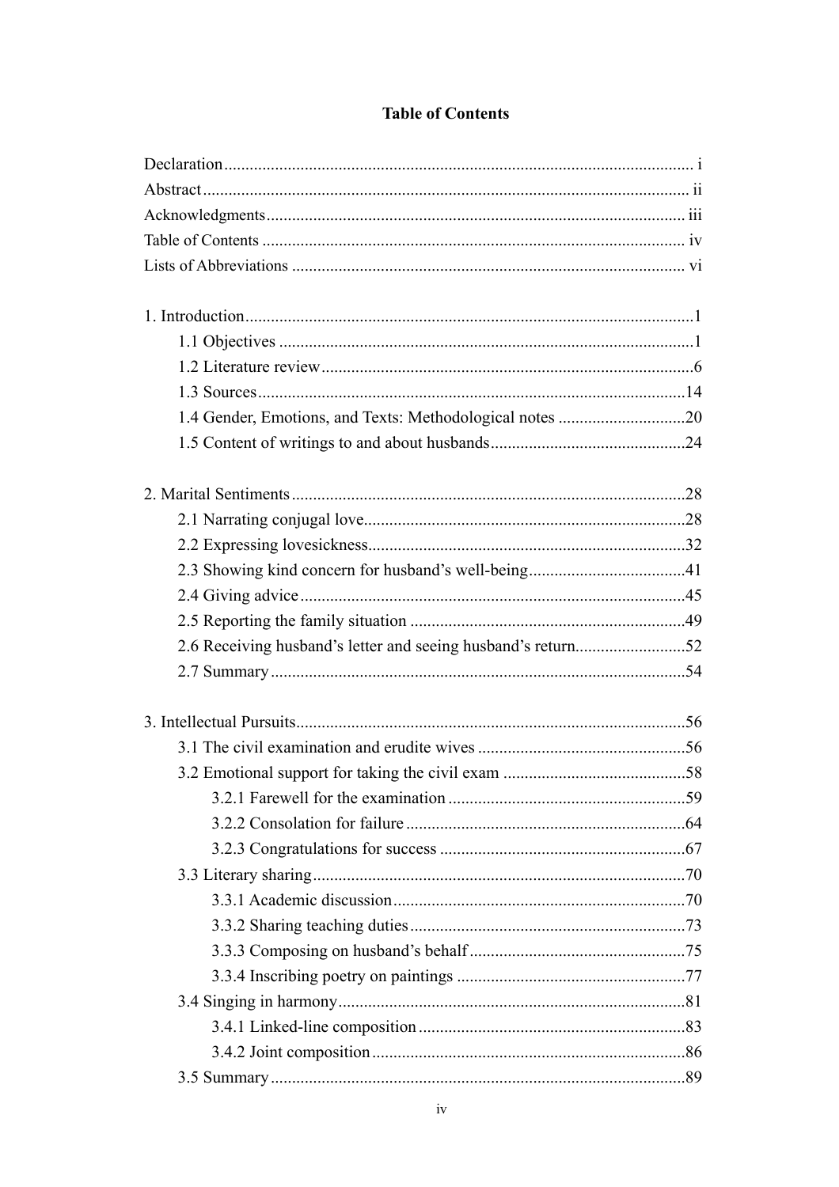# Table of Contents

Declaration ........................................................................................................ i
Abstract ............................................................................................................. ii
Acknowledgments ............................................................................................. iii
Table of Contents .............................................................................................. iv
Lists of Abbreviations ....................................................................................... vi

1. Introduction .....................................................................................................1
    1.1 Objectives ..................................................................................................1
    1.2 Literature review .........................................................................................6
    1.3 Sources ......................................................................................................14
    1.4 Gender, Emotions, and Texts: Methodological notes ...............................20
    1.5 Content of writings to and about husbands ..............................................24

2. Marital Sentiments ..........................................................................................28
    2.1 Narrating conjugal love .............................................................................28
    2.2 Expressing lovesickness ............................................................................32
    2.3 Showing kind concern for husband's well-being .......................................41
    2.4 Giving advice .............................................................................................45
    2.5 Reporting the family situation ...................................................................49
    2.6 Receiving husband's letter and seeing husband's return ...........................52
    2.7 Summary ....................................................................................................54

3. Intellectual Pursuits .........................................................................................56
    3.1 The civil examination and erudite wives ...................................................56
    3.2 Emotional support for taking the civil exam ..............................................58
        3.2.1 Farewell for the examination ..............................................................59
        3.2.2 Consolation for failure .........................................................................64
        3.2.3 Congratulations for success ................................................................67
    3.3 Literary sharing ..........................................................................................70
        3.3.1 Academic discussion ...........................................................................70
        3.3.2 Sharing teaching duties .......................................................................73
        3.3.3 Composing on husband's behalf .........................................................75
        3.3.4 Inscribing poetry on paintings .............................................................77
    3.4 Singing in harmony .....................................................................................81
        3.4.1 Linked-line composition .......................................................................83
        3.4.2 Joint composition .................................................................................86
    3.5 Summary .....................................................................................................89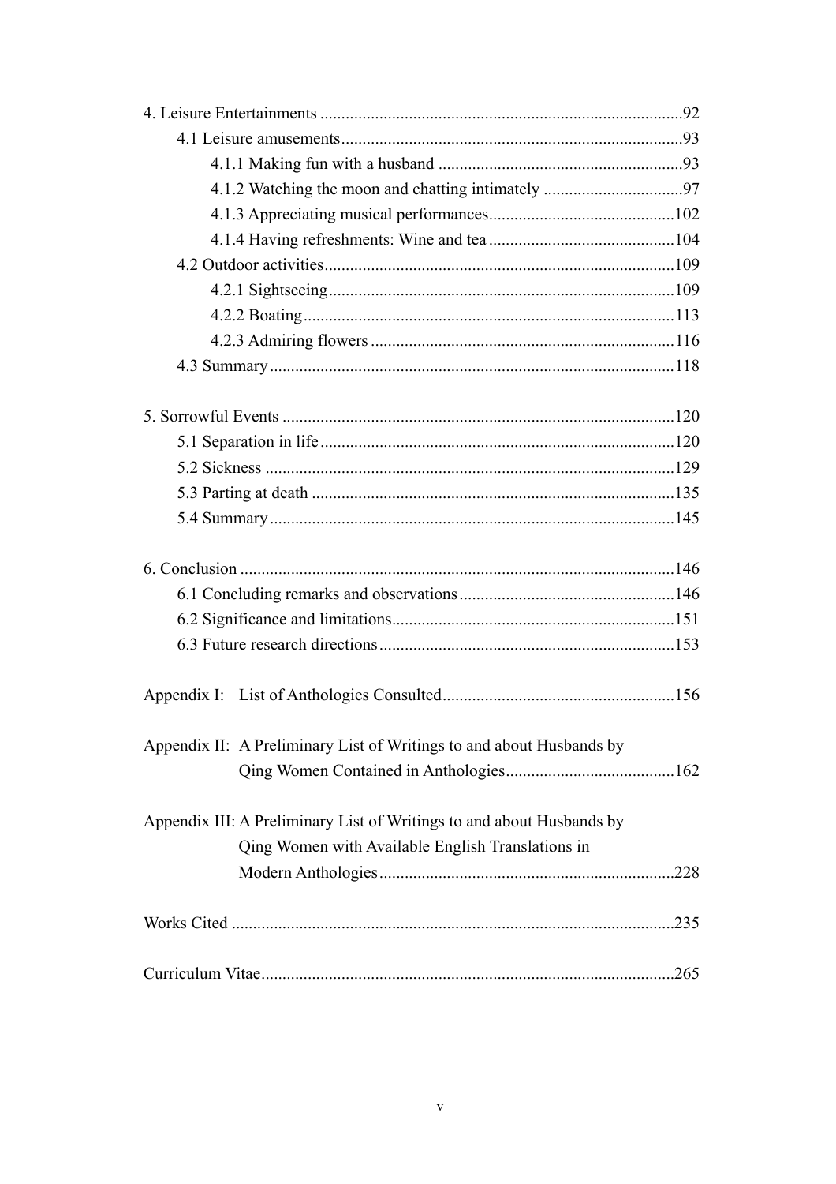4. Leisure Entertainments ....................................................................................92

4.1 Leisure amusements................................................................................93

4.1.1 Making fun with a husband .........................................................93

4.1.2 Watching the moon and chatting intimately .................................97

4.1.3 Appreciating musical performances............................................102

4.1.4 Having refreshments: Wine and tea ............................................104

4.2 Outdoor activities..................................................................................109

4.2.1 Sightseeing.................................................................................109

4.2.2 Boating.......................................................................................113

4.2.3 Admiring flowers .......................................................................116

4.3 Summary...............................................................................................118

5. Sorrowful Events ............................................................................................120

5.1 Separation in life...................................................................................120

5.2 Sickness ................................................................................................129

5.3 Parting at death .....................................................................................135

5.4 Summary...............................................................................................145

6. Conclusion ......................................................................................................146

6.1 Concluding remarks and observations..................................................146

6.2 Significance and limitations..................................................................151

6.3 Future research directions.....................................................................153

Appendix I: List of Anthologies Consulted......................................................156

Appendix II: A Preliminary List of Writings to and about Husbands by Qing Women Contained in Anthologies........................................162

Appendix III: A Preliminary List of Writings to and about Husbands by Qing Women with Available English Translations in Modern Anthologies.....................................................................228

Works Cited ........................................................................................................235

Curriculum Vitae.................................................................................................265